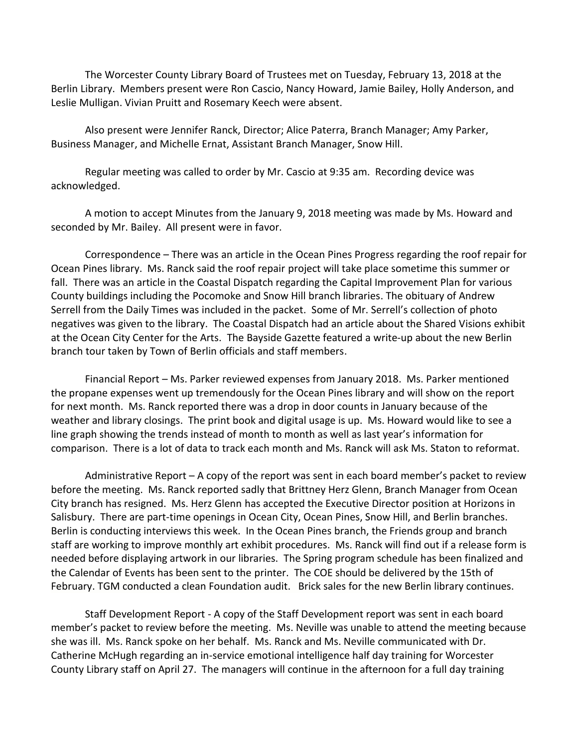The Worcester County Library Board of Trustees met on Tuesday, February 13, 2018 at the Berlin Library. Members present were Ron Cascio, Nancy Howard, Jamie Bailey, Holly Anderson, and Leslie Mulligan. Vivian Pruitt and Rosemary Keech were absent.

Also present were Jennifer Ranck, Director; Alice Paterra, Branch Manager; Amy Parker, Business Manager, and Michelle Ernat, Assistant Branch Manager, Snow Hill.

Regular meeting was called to order by Mr. Cascio at 9:35 am. Recording device was acknowledged.

A motion to accept Minutes from the January 9, 2018 meeting was made by Ms. Howard and seconded by Mr. Bailey. All present were in favor.

Correspondence – There was an article in the Ocean Pines Progress regarding the roof repair for Ocean Pines library. Ms. Ranck said the roof repair project will take place sometime this summer or fall. There was an article in the Coastal Dispatch regarding the Capital Improvement Plan for various County buildings including the Pocomoke and Snow Hill branch libraries. The obituary of Andrew Serrell from the Daily Times was included in the packet. Some of Mr. Serrell's collection of photo negatives was given to the library. The Coastal Dispatch had an article about the Shared Visions exhibit at the Ocean City Center for the Arts. The Bayside Gazette featured a write-up about the new Berlin branch tour taken by Town of Berlin officials and staff members.

Financial Report – Ms. Parker reviewed expenses from January 2018. Ms. Parker mentioned the propane expenses went up tremendously for the Ocean Pines library and will show on the report for next month. Ms. Ranck reported there was a drop in door counts in January because of the weather and library closings. The print book and digital usage is up. Ms. Howard would like to see a line graph showing the trends instead of month to month as well as last year's information for comparison. There is a lot of data to track each month and Ms. Ranck will ask Ms. Staton to reformat.

Administrative Report – A copy of the report was sent in each board member's packet to review before the meeting. Ms. Ranck reported sadly that Brittney Herz Glenn, Branch Manager from Ocean City branch has resigned. Ms. Herz Glenn has accepted the Executive Director position at Horizons in Salisbury. There are part-time openings in Ocean City, Ocean Pines, Snow Hill, and Berlin branches. Berlin is conducting interviews this week. In the Ocean Pines branch, the Friends group and branch staff are working to improve monthly art exhibit procedures. Ms. Ranck will find out if a release form is needed before displaying artwork in our libraries. The Spring program schedule has been finalized and the Calendar of Events has been sent to the printer. The COE should be delivered by the 15th of February. TGM conducted a clean Foundation audit. Brick sales for the new Berlin library continues.

Staff Development Report - A copy of the Staff Development report was sent in each board member's packet to review before the meeting. Ms. Neville was unable to attend the meeting because she was ill. Ms. Ranck spoke on her behalf. Ms. Ranck and Ms. Neville communicated with Dr. Catherine McHugh regarding an in-service emotional intelligence half day training for Worcester County Library staff on April 27. The managers will continue in the afternoon for a full day training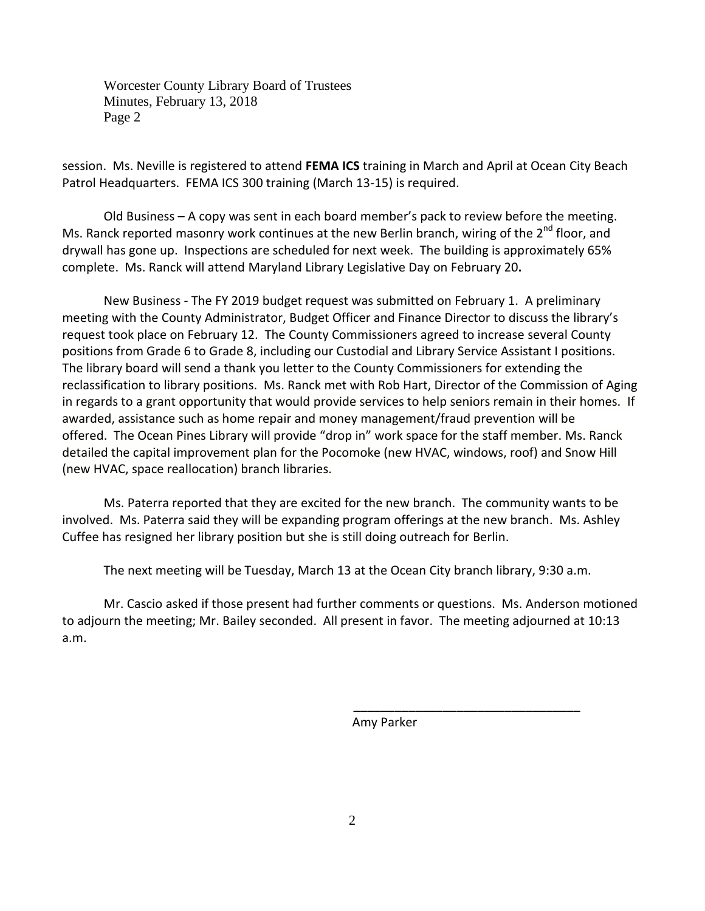session. Ms. Neville is registered to attend **FEMA ICS** training in March and April at Ocean City Beach Patrol Headquarters. FEMA ICS 300 training (March 13-15) is required.

Old Business – A copy was sent in each board member's pack to review before the meeting. Ms. Ranck reported masonry work continues at the new Berlin branch, wiring of the 2nd floor, and drywall has gone up. Inspections are scheduled for next week. The building is approximately 65% complete. Ms. Ranck will attend Maryland Library Legislative Day on February 20**.**

New Business - The FY 2019 budget request was submitted on February 1. A preliminary meeting with the County Administrator, Budget Officer and Finance Director to discuss the library's request took place on February 12. The County Commissioners agreed to increase several County positions from Grade 6 to Grade 8, including our Custodial and Library Service Assistant I positions. The library board will send a thank you letter to the County Commissioners for extending the reclassification to library positions. Ms. Ranck met with Rob Hart, Director of the Commission of Aging in regards to a grant opportunity that would provide services to help seniors remain in their homes. If awarded, assistance such as home repair and money management/fraud prevention will be offered. The Ocean Pines Library will provide "drop in" work space for the staff member. Ms. Ranck detailed the capital improvement plan for the Pocomoke (new HVAC, windows, roof) and Snow Hill (new HVAC, space reallocation) branch libraries.

Ms. Paterra reported that they are excited for the new branch. The community wants to be involved. Ms. Paterra said they will be expanding program offerings at the new branch. Ms. Ashley Cuffee has resigned her library position but she is still doing outreach for Berlin.

The next meeting will be Tuesday, March 13 at the Ocean City branch library, 9:30 a.m.

Mr. Cascio asked if those present had further comments or questions. Ms. Anderson motioned to adjourn the meeting; Mr. Bailey seconded. All present in favor. The meeting adjourned at 10:13 a.m.

\_\_\_\_\_\_\_\_\_\_\_\_\_\_\_\_\_\_\_\_\_\_\_\_\_\_\_\_\_\_\_\_\_\_

Amy Parker